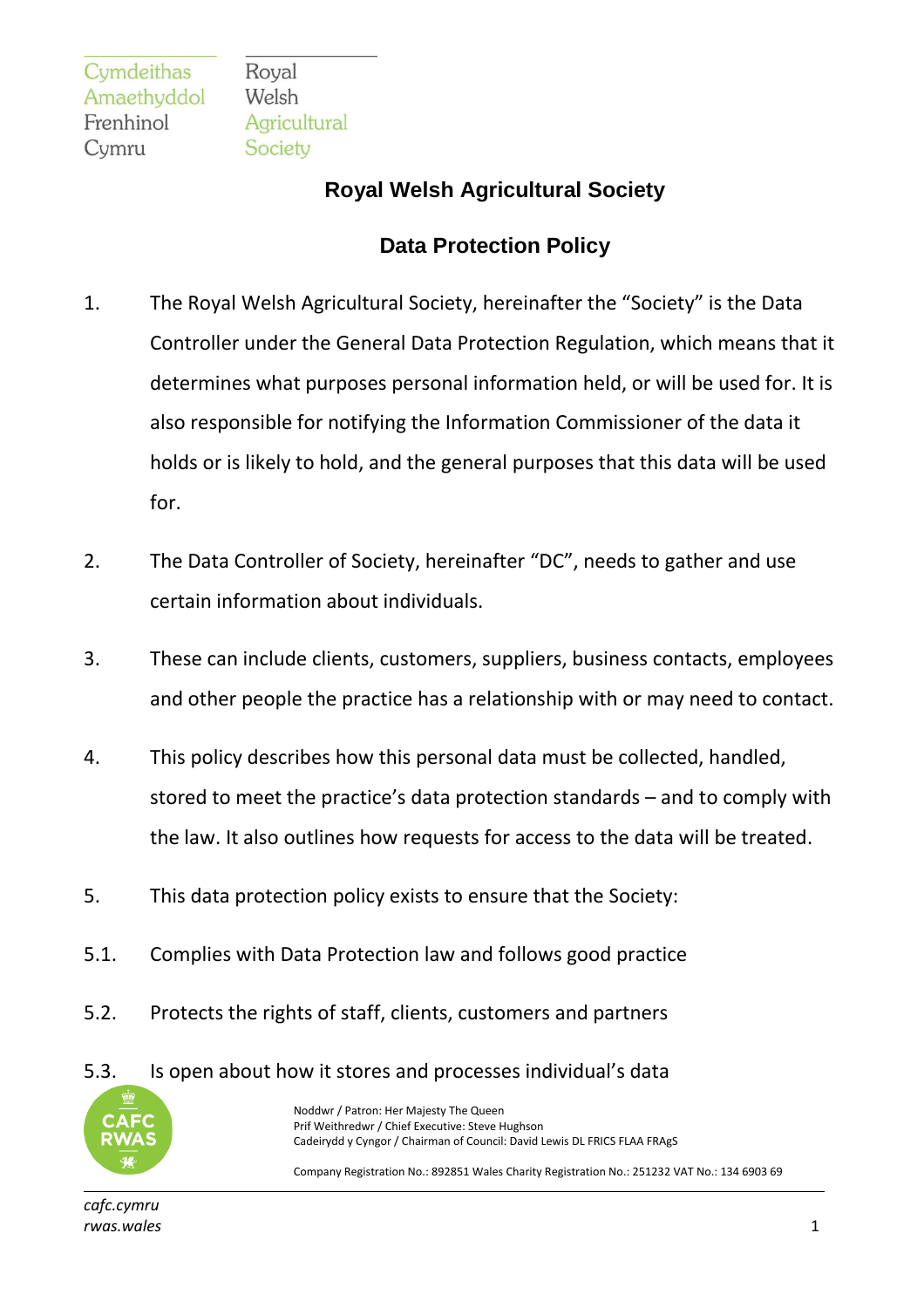Cymdeithas Amaethyddol Frenhinol Cymru

Royal Welsh Agricultural Society

# Royal Welsh Agricultural Society

## Data Protection Policy

1. The Royal Welsh Agricultural Society, hereinafter the "Society" is the Data Controller under the General Data Protection Regulation, which means that it determines what purposes personal information held, or will be used for. It is also responsible for notifying the Information Commissioner of the data it holds or is likely to hold, and the general purposes that this data will be used for.

2. The Data Controller of Society, hereinafter "DC", needs to gather and use certain information about individuals.

3. These can include clients, customers, suppliers, business contacts, employees and other people the practice has a relationship with or may need to contact.

4. This policy describes how this personal data must be collected, handled, stored to meet the practice's data protection standards – and to comply with the law. It also outlines how requests for access to the data will be treated.

5. This data protection policy exists to ensure that the Society:

5.1. Complies with Data Protection law and follows good practice

5.2. Protects the rights of staff, clients, customers and partners

5.3. Is open about how it stores and processes individual's data

CAFC RWAS

Noddwr / Patron: Her Majesty The Queen
Prif Weithredwr / Chief Executive: Steve Hughson
Cadeirydd y Cyngor / Chairman of Council: David Lewis DL FRICS FLAA FRAgS

Company Registration No.: 892851 Wales Charity Registration No.: 251232 VAT No.: 134 6903 69

*cafc.cymru*
*rwas.wales*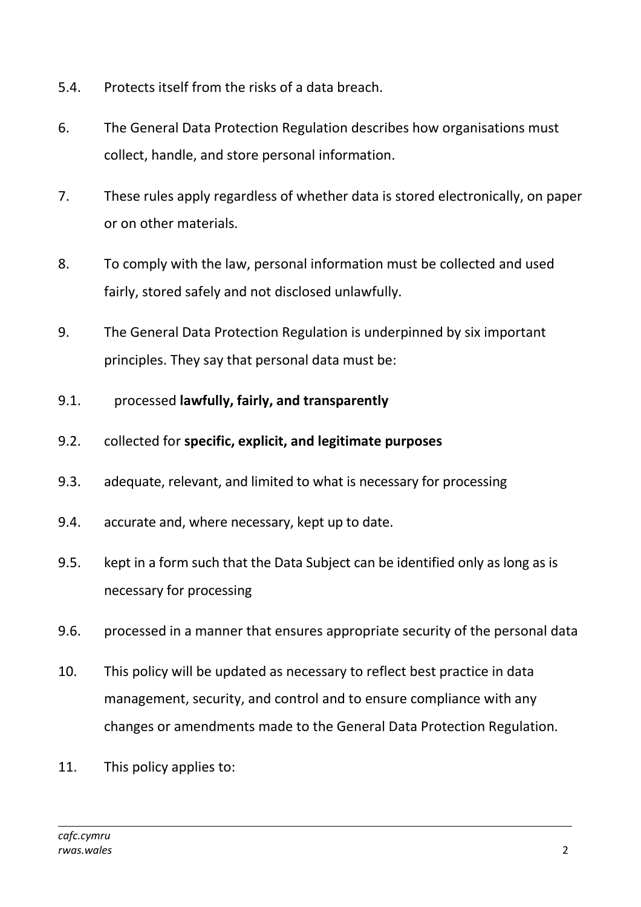5.4. Protects itself from the risks of a data breach.

6. The General Data Protection Regulation describes how organisations must collect, handle, and store personal information.

7. These rules apply regardless of whether data is stored electronically, on paper or on other materials.

8. To comply with the law, personal information must be collected and used fairly, stored safely and not disclosed unlawfully.

9. The General Data Protection Regulation is underpinned by six important principles. They say that personal data must be:

9.1. processed **lawfully, fairly, and transparently**

9.2. collected for **specific, explicit, and legitimate purposes**

9.3. adequate, relevant, and limited to what is necessary for processing

9.4. accurate and, where necessary, kept up to date.

9.5. kept in a form such that the Data Subject can be identified only as long as is necessary for processing

9.6. processed in a manner that ensures appropriate security of the personal data

10. This policy will be updated as necessary to reflect best practice in data management, security, and control and to ensure compliance with any changes or amendments made to the General Data Protection Regulation.

11. This policy applies to: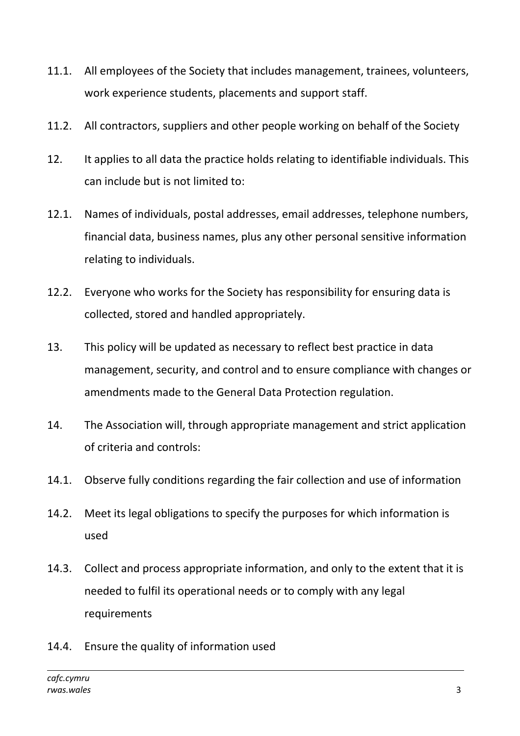11.1. All employees of the Society that includes management, trainees, volunteers, work experience students, placements and support staff.

11.2. All contractors, suppliers and other people working on behalf of the Society

12. It applies to all data the practice holds relating to identifiable individuals. This can include but is not limited to:

12.1. Names of individuals, postal addresses, email addresses, telephone numbers, financial data, business names, plus any other personal sensitive information relating to individuals.

12.2. Everyone who works for the Society has responsibility for ensuring data is collected, stored and handled appropriately.

13. This policy will be updated as necessary to reflect best practice in data management, security, and control and to ensure compliance with changes or amendments made to the General Data Protection regulation.

14. The Association will, through appropriate management and strict application of criteria and controls:

14.1. Observe fully conditions regarding the fair collection and use of information

14.2. Meet its legal obligations to specify the purposes for which information is used

14.3. Collect and process appropriate information, and only to the extent that it is needed to fulfil its operational needs or to comply with any legal requirements

14.4. Ensure the quality of information used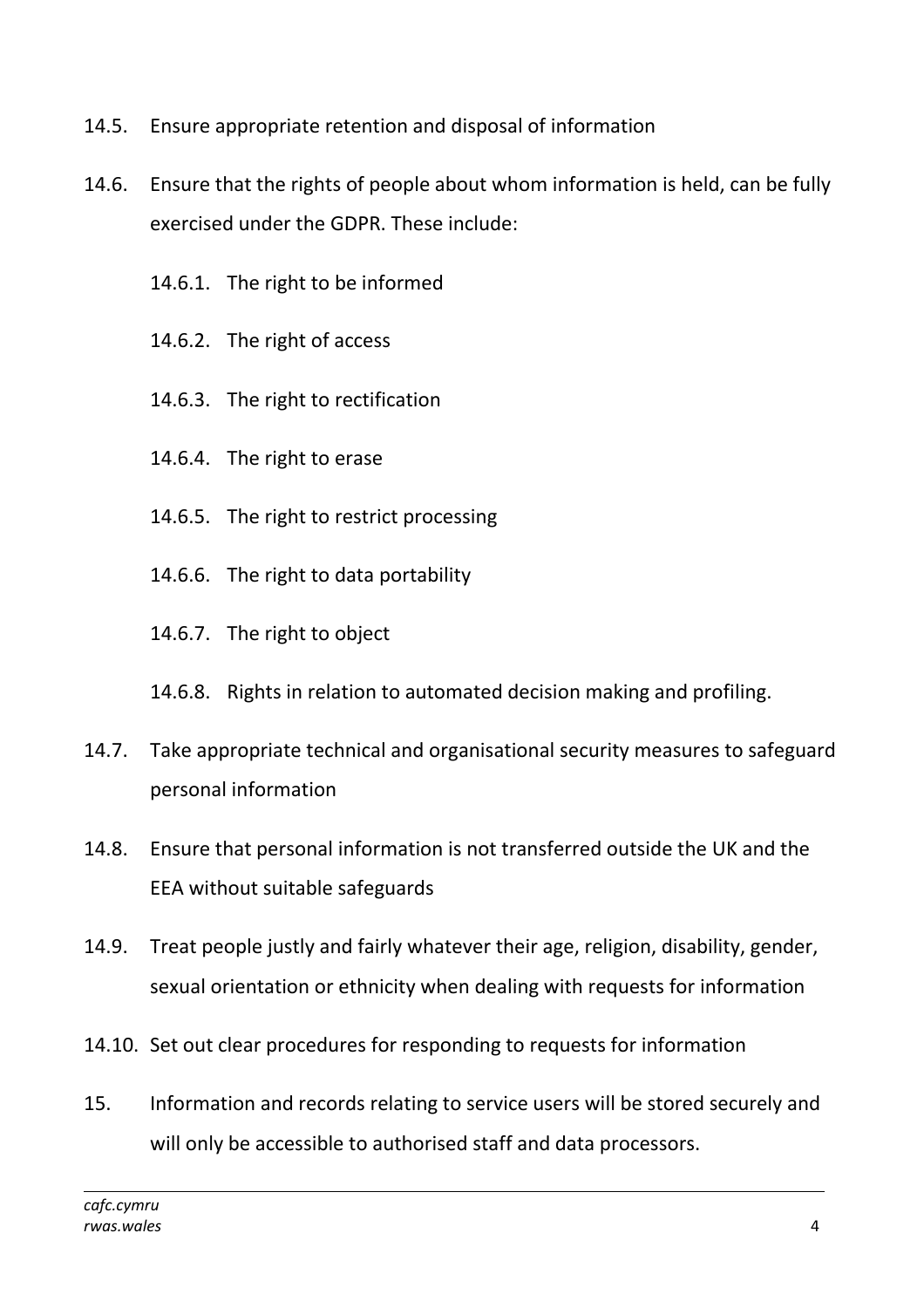14.5. Ensure appropriate retention and disposal of information

14.6. Ensure that the rights of people about whom information is held, can be fully exercised under the GDPR. These include:

    14.6.1. The right to be informed

    14.6.2. The right of access

    14.6.3. The right to rectification

    14.6.4. The right to erase

    14.6.5. The right to restrict processing

    14.6.6. The right to data portability

    14.6.7. The right to object

    14.6.8. Rights in relation to automated decision making and profiling.

14.7. Take appropriate technical and organisational security measures to safeguard personal information

14.8. Ensure that personal information is not transferred outside the UK and the EEA without suitable safeguards

14.9. Treat people justly and fairly whatever their age, religion, disability, gender, sexual orientation or ethnicity when dealing with requests for information

14.10. Set out clear procedures for responding to requests for information

15. Information and records relating to service users will be stored securely and will only be accessible to authorised staff and data processors.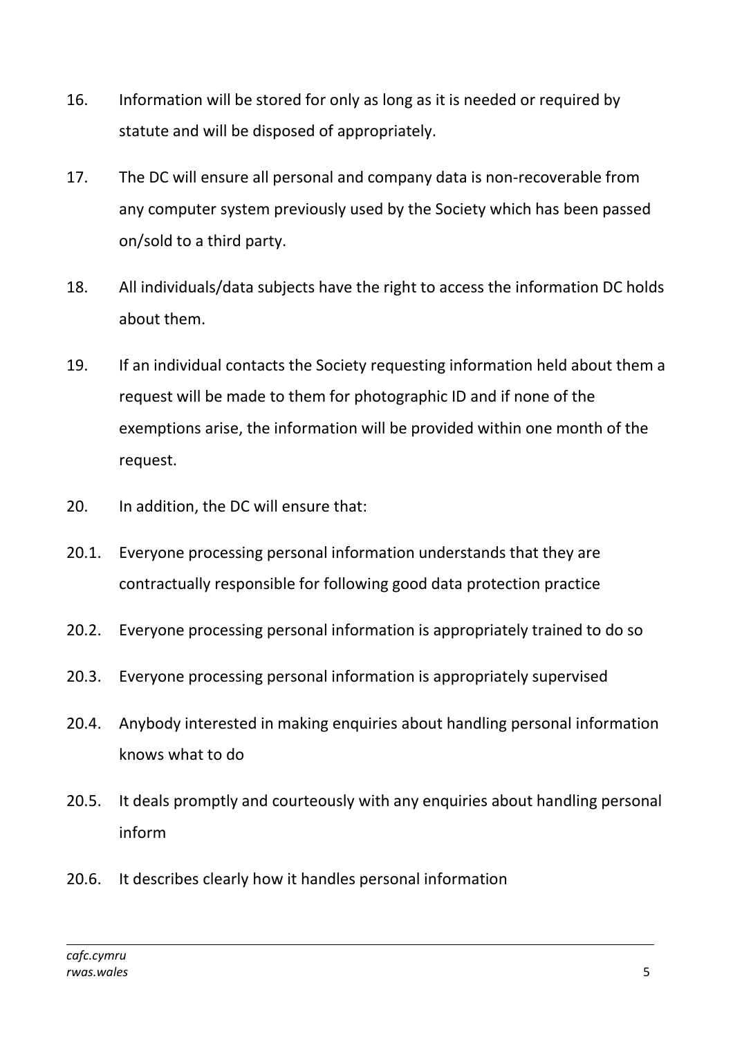16. Information will be stored for only as long as it is needed or required by statute and will be disposed of appropriately.

17. The DC will ensure all personal and company data is non-recoverable from any computer system previously used by the Society which has been passed on/sold to a third party.

18. All individuals/data subjects have the right to access the information DC holds about them.

19. If an individual contacts the Society requesting information held about them a request will be made to them for photographic ID and if none of the exemptions arise, the information will be provided within one month of the request.

20. In addition, the DC will ensure that:

20.1. Everyone processing personal information understands that they are contractually responsible for following good data protection practice

20.2. Everyone processing personal information is appropriately trained to do so

20.3. Everyone processing personal information is appropriately supervised

20.4. Anybody interested in making enquiries about handling personal information knows what to do

20.5. It deals promptly and courteously with any enquiries about handling personal inform

20.6. It describes clearly how it handles personal information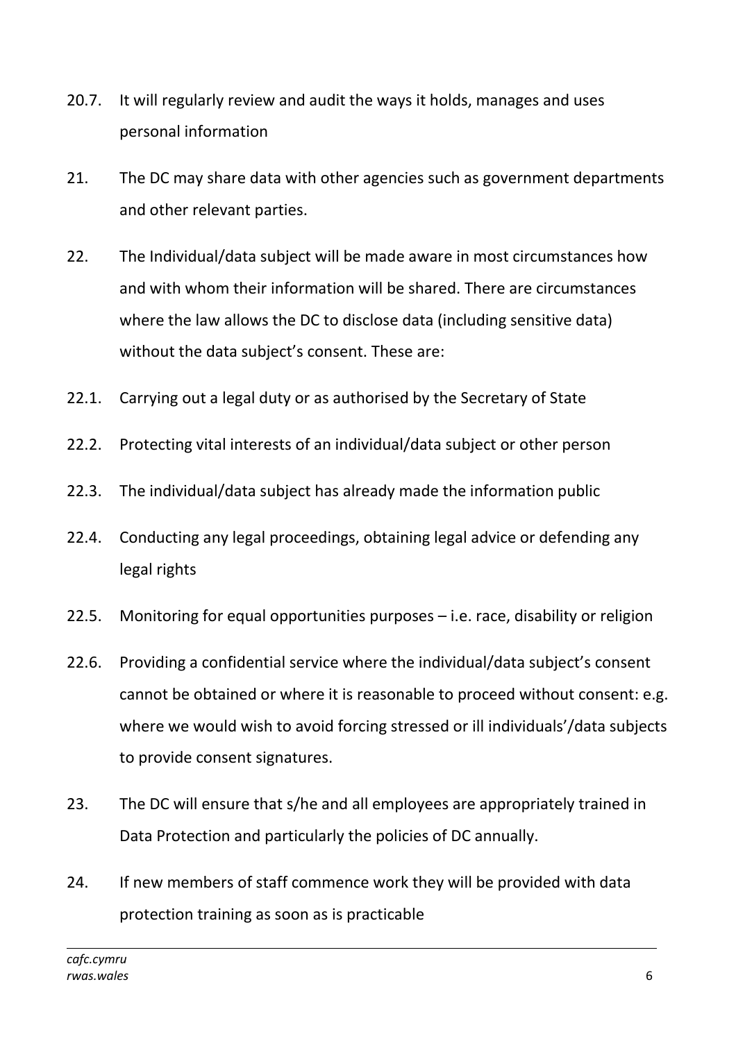20.7. It will regularly review and audit the ways it holds, manages and uses personal information

21. The DC may share data with other agencies such as government departments and other relevant parties.

22. The Individual/data subject will be made aware in most circumstances how and with whom their information will be shared. There are circumstances where the law allows the DC to disclose data (including sensitive data) without the data subject's consent. These are:

22.1. Carrying out a legal duty or as authorised by the Secretary of State

22.2. Protecting vital interests of an individual/data subject or other person

22.3. The individual/data subject has already made the information public

22.4. Conducting any legal proceedings, obtaining legal advice or defending any legal rights

22.5. Monitoring for equal opportunities purposes – i.e. race, disability or religion

22.6. Providing a confidential service where the individual/data subject's consent cannot be obtained or where it is reasonable to proceed without consent: e.g. where we would wish to avoid forcing stressed or ill individuals'/data subjects to provide consent signatures.

23. The DC will ensure that s/he and all employees are appropriately trained in Data Protection and particularly the policies of DC annually.

24. If new members of staff commence work they will be provided with data protection training as soon as is practicable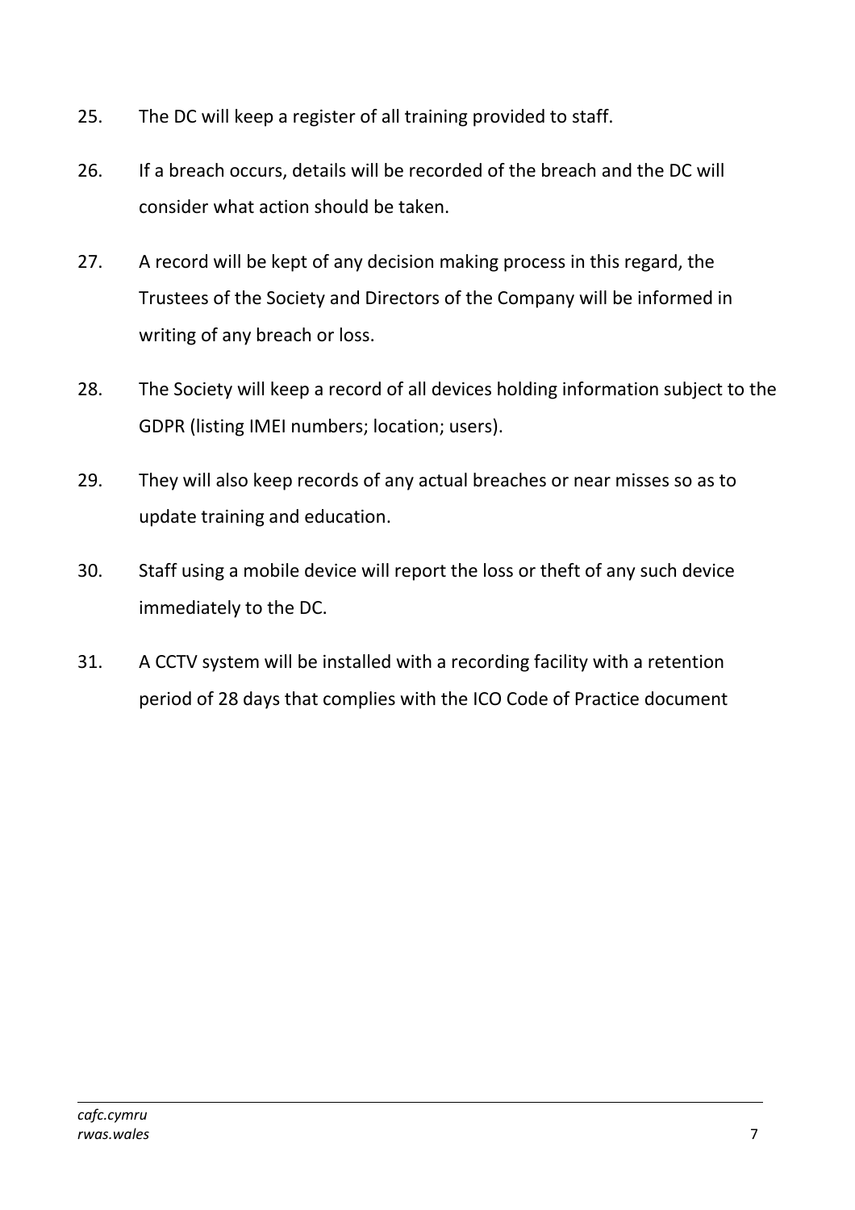25. The DC will keep a register of all training provided to staff.

26. If a breach occurs, details will be recorded of the breach and the DC will consider what action should be taken.

27. A record will be kept of any decision making process in this regard, the Trustees of the Society and Directors of the Company will be informed in writing of any breach or loss.

28. The Society will keep a record of all devices holding information subject to the GDPR (listing IMEI numbers; location; users).

29. They will also keep records of any actual breaches or near misses so as to update training and education.

30. Staff using a mobile device will report the loss or theft of any such device immediately to the DC.

31. A CCTV system will be installed with a recording facility with a retention period of 28 days that complies with the ICO Code of Practice document